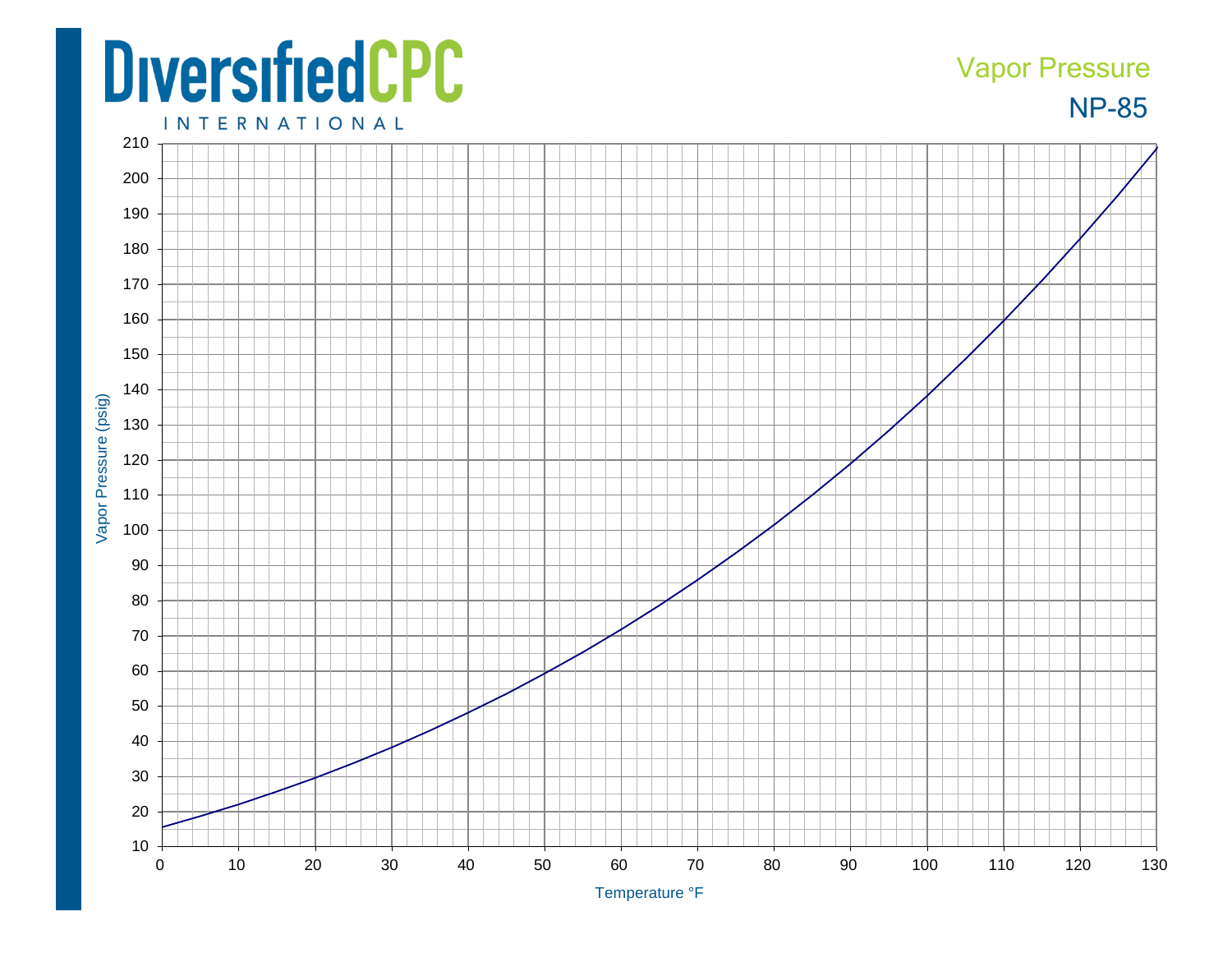DiversifiedCPC

INTERNATIONAL

Vapor Pressure

NP-85

Vapor Pressure (psig)

Temperature °F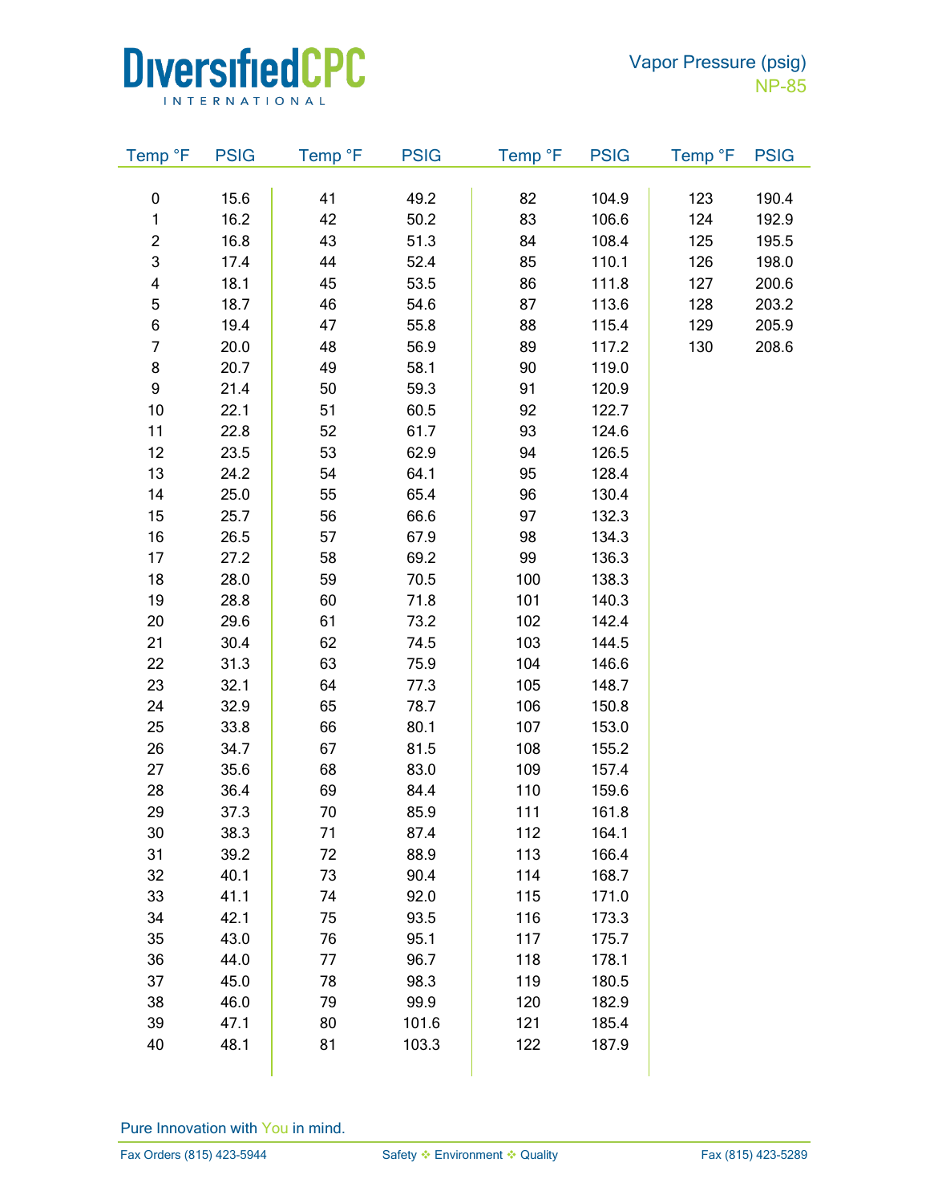# DiversifiedCPC INTERNATIONAL

Vapor Pressure (psig)
NP-85

| Temp °F | PSIG | Temp °F | PSIG | Temp °F | PSIG | Temp °F | PSIG |
|---|---|---|---|---|---|---|---|
| 0 | 15.6 | 41 | 49.2 | 82 | 104.9 | 123 | 190.4 |
| 1 | 16.2 | 42 | 50.2 | 83 | 106.6 | 124 | 192.9 |
| 2 | 16.8 | 43 | 51.3 | 84 | 108.4 | 125 | 195.5 |
| 3 | 17.4 | 44 | 52.4 | 85 | 110.1 | 126 | 198.0 |
| 4 | 18.1 | 45 | 53.5 | 86 | 111.8 | 127 | 200.6 |
| 5 | 18.7 | 46 | 54.6 | 87 | 113.6 | 128 | 203.2 |
| 6 | 19.4 | 47 | 55.8 | 88 | 115.4 | 129 | 205.9 |
| 7 | 20.0 | 48 | 56.9 | 89 | 117.2 | 130 | 208.6 |
| 8 | 20.7 | 49 | 58.1 | 90 | 119.0 | | |
| 9 | 21.4 | 50 | 59.3 | 91 | 120.9 | | |
| 10 | 22.1 | 51 | 60.5 | 92 | 122.7 | | |
| 11 | 22.8 | 52 | 61.7 | 93 | 124.6 | | |
| 12 | 23.5 | 53 | 62.9 | 94 | 126.5 | | |
| 13 | 24.2 | 54 | 64.1 | 95 | 128.4 | | |
| 14 | 25.0 | 55 | 65.4 | 96 | 130.4 | | |
| 15 | 25.7 | 56 | 66.6 | 97 | 132.3 | | |
| 16 | 26.5 | 57 | 67.9 | 98 | 134.3 | | |
| 17 | 27.2 | 58 | 69.2 | 99 | 136.3 | | |
| 18 | 28.0 | 59 | 70.5 | 100 | 138.3 | | |
| 19 | 28.8 | 60 | 71.8 | 101 | 140.3 | | |
| 20 | 29.6 | 61 | 73.2 | 102 | 142.4 | | |
| 21 | 30.4 | 62 | 74.5 | 103 | 144.5 | | |
| 22 | 31.3 | 63 | 75.9 | 104 | 146.6 | | |
| 23 | 32.1 | 64 | 77.3 | 105 | 148.7 | | |
| 24 | 32.9 | 65 | 78.7 | 106 | 150.8 | | |
| 25 | 33.8 | 66 | 80.1 | 107 | 153.0 | | |
| 26 | 34.7 | 67 | 81.5 | 108 | 155.2 | | |
| 27 | 35.6 | 68 | 83.0 | 109 | 157.4 | | |
| 28 | 36.4 | 69 | 84.4 | 110 | 159.6 | | |
| 29 | 37.3 | 70 | 85.9 | 111 | 161.8 | | |
| 30 | 38.3 | 71 | 87.4 | 112 | 164.1 | | |
| 31 | 39.2 | 72 | 88.9 | 113 | 166.4 | | |
| 32 | 40.1 | 73 | 90.4 | 114 | 168.7 | | |
| 33 | 41.1 | 74 | 92.0 | 115 | 171.0 | | |
| 34 | 42.1 | 75 | 93.5 | 116 | 173.3 | | |
| 35 | 43.0 | 76 | 95.1 | 117 | 175.7 | | |
| 36 | 44.0 | 77 | 96.7 | 118 | 178.1 | | |
| 37 | 45.0 | 78 | 98.3 | 119 | 180.5 | | |
| 38 | 46.0 | 79 | 99.9 | 120 | 182.9 | | |
| 39 | 47.1 | 80 | 101.6 | 121 | 185.4 | | |
| 40 | 48.1 | 81 | 103.3 | 122 | 187.9 | | |

Pure Innovation with You in mind.

Fax Orders (815) 423-5944 Safety ❖ Environment ❖ Quality Fax (815) 423-5289